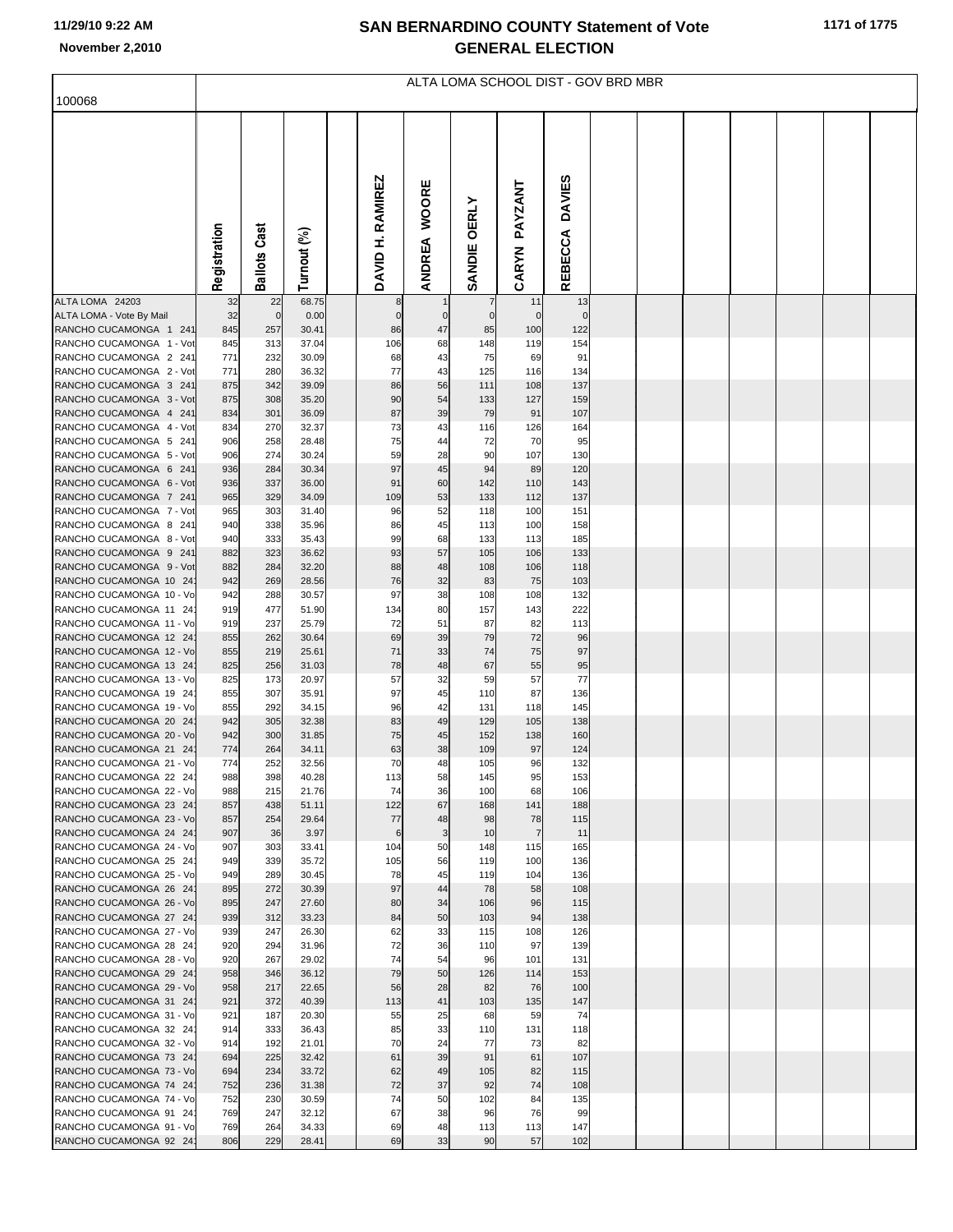# SAN BERNARDINO COUNTY Statement of Vote
## GENERAL ELECTION

November 2,2010

ALTA LOMA SCHOOL DIST - GOV BRD MBR

100068

| | Registration | Ballots Cast | Turnout (%) | | DAVID H. RAMIREZ | ANDREA WOORE | SANDIE OERLY | CARYN PAYZANT | REBECCA DAVIES |
|---|---|---|---|---|---|---|---|---|---|
| ALTA LOMA 24203 | 32 | 22 | 68.75 | | 8 | 1 | 7 | 11 | 13 |
| ALTA LOMA - Vote By Mail | 32 | 0 | 0.00 | | 0 | 0 | 0 | 0 | 0 |
| RANCHO CUCAMONGA 1 241 | 845 | 257 | 30.41 | | 86 | 47 | 85 | 100 | 122 |
| RANCHO CUCAMONGA 1 - Vot | 845 | 313 | 37.04 | | 106 | 68 | 148 | 119 | 154 |
| RANCHO CUCAMONGA 2 241 | 771 | 232 | 30.09 | | 68 | 43 | 75 | 69 | 91 |
| RANCHO CUCAMONGA 2 - Vot | 771 | 280 | 36.32 | | 77 | 43 | 125 | 116 | 134 |
| RANCHO CUCAMONGA 3 241 | 875 | 342 | 39.09 | | 86 | 56 | 111 | 108 | 137 |
| RANCHO CUCAMONGA 3 - Vot | 875 | 308 | 35.20 | | 90 | 54 | 133 | 127 | 159 |
| RANCHO CUCAMONGA 4 241 | 834 | 301 | 36.09 | | 87 | 39 | 79 | 91 | 107 |
| RANCHO CUCAMONGA 4 - Vot | 834 | 270 | 32.37 | | 73 | 43 | 116 | 126 | 164 |
| RANCHO CUCAMONGA 5 241 | 906 | 258 | 28.48 | | 75 | 44 | 72 | 70 | 95 |
| RANCHO CUCAMONGA 5 - Vot | 906 | 274 | 30.24 | | 59 | 28 | 90 | 107 | 130 |
| RANCHO CUCAMONGA 6 241 | 936 | 284 | 30.34 | | 97 | 45 | 94 | 89 | 120 |
| RANCHO CUCAMONGA 6 - Vot | 936 | 337 | 36.00 | | 91 | 60 | 142 | 110 | 143 |
| RANCHO CUCAMONGA 7 241 | 965 | 329 | 34.09 | | 109 | 53 | 133 | 112 | 137 |
| RANCHO CUCAMONGA 7 - Vot | 965 | 303 | 31.40 | | 96 | 52 | 118 | 100 | 151 |
| RANCHO CUCAMONGA 8 241 | 940 | 338 | 35.96 | | 86 | 45 | 113 | 100 | 158 |
| RANCHO CUCAMONGA 8 - Vot | 940 | 333 | 35.43 | | 99 | 68 | 133 | 113 | 185 |
| RANCHO CUCAMONGA 9 241 | 882 | 323 | 36.62 | | 93 | 57 | 105 | 106 | 133 |
| RANCHO CUCAMONGA 9 - Vot | 882 | 284 | 32.20 | | 88 | 48 | 108 | 106 | 118 |
| RANCHO CUCAMONGA 10 24 | 942 | 269 | 28.56 | | 76 | 32 | 83 | 75 | 103 |
| RANCHO CUCAMONGA 10 - Vo | 942 | 288 | 30.57 | | 97 | 38 | 108 | 108 | 132 |
| RANCHO CUCAMONGA 11 24 | 919 | 477 | 51.90 | | 134 | 80 | 157 | 143 | 222 |
| RANCHO CUCAMONGA 11 - Vo | 919 | 237 | 25.79 | | 72 | 51 | 87 | 82 | 113 |
| RANCHO CUCAMONGA 12 24 | 855 | 262 | 30.64 | | 69 | 39 | 79 | 72 | 96 |
| RANCHO CUCAMONGA 12 - Vo | 855 | 219 | 25.61 | | 71 | 33 | 74 | 75 | 97 |
| RANCHO CUCAMONGA 13 24 | 825 | 256 | 31.03 | | 78 | 48 | 67 | 55 | 95 |
| RANCHO CUCAMONGA 13 - Vo | 825 | 173 | 20.97 | | 57 | 32 | 59 | 57 | 77 |
| RANCHO CUCAMONGA 19 24 | 855 | 307 | 35.91 | | 97 | 45 | 110 | 87 | 136 |
| RANCHO CUCAMONGA 19 - Vo | 855 | 292 | 34.15 | | 96 | 42 | 131 | 118 | 145 |
| RANCHO CUCAMONGA 20 24 | 942 | 305 | 32.38 | | 83 | 49 | 129 | 105 | 138 |
| RANCHO CUCAMONGA 20 - Vo | 942 | 300 | 31.85 | | 75 | 45 | 152 | 138 | 160 |
| RANCHO CUCAMONGA 21 24 | 774 | 264 | 34.11 | | 63 | 38 | 109 | 97 | 124 |
| RANCHO CUCAMONGA 21 - Vo | 774 | 252 | 32.56 | | 70 | 48 | 105 | 96 | 132 |
| RANCHO CUCAMONGA 22 24 | 988 | 398 | 40.28 | | 113 | 58 | 145 | 95 | 153 |
| RANCHO CUCAMONGA 22 - Vo | 988 | 215 | 21.76 | | 74 | 36 | 100 | 68 | 106 |
| RANCHO CUCAMONGA 23 24 | 857 | 438 | 51.11 | | 122 | 67 | 168 | 141 | 188 |
| RANCHO CUCAMONGA 23 - Vo | 857 | 254 | 29.64 | | 77 | 48 | 98 | 78 | 115 |
| RANCHO CUCAMONGA 24 24 | 907 | 36 | 3.97 | | 6 | 3 | 10 | 7 | 11 |
| RANCHO CUCAMONGA 24 - Vo | 907 | 303 | 33.41 | | 104 | 50 | 148 | 115 | 165 |
| RANCHO CUCAMONGA 25 24 | 949 | 339 | 35.72 | | 105 | 56 | 119 | 100 | 136 |
| RANCHO CUCAMONGA 25 - Vo | 949 | 289 | 30.45 | | 78 | 45 | 119 | 104 | 136 |
| RANCHO CUCAMONGA 26 24 | 895 | 272 | 30.39 | | 97 | 44 | 78 | 58 | 108 |
| RANCHO CUCAMONGA 26 - Vo | 895 | 247 | 27.60 | | 80 | 34 | 106 | 96 | 115 |
| RANCHO CUCAMONGA 27 24 | 939 | 312 | 33.23 | | 84 | 50 | 103 | 94 | 138 |
| RANCHO CUCAMONGA 27 - Vo | 939 | 247 | 26.30 | | 62 | 33 | 115 | 108 | 126 |
| RANCHO CUCAMONGA 28 24 | 920 | 294 | 31.96 | | 72 | 36 | 110 | 97 | 139 |
| RANCHO CUCAMONGA 28 - Vo | 920 | 267 | 29.02 | | 74 | 54 | 96 | 101 | 131 |
| RANCHO CUCAMONGA 29 24 | 958 | 346 | 36.12 | | 79 | 50 | 126 | 114 | 153 |
| RANCHO CUCAMONGA 29 - Vo | 958 | 217 | 22.65 | | 56 | 28 | 82 | 76 | 100 |
| RANCHO CUCAMONGA 31 24 | 921 | 372 | 40.39 | | 113 | 41 | 103 | 135 | 147 |
| RANCHO CUCAMONGA 31 - Vo | 921 | 187 | 20.30 | | 55 | 25 | 68 | 59 | 74 |
| RANCHO CUCAMONGA 32 24 | 914 | 333 | 36.43 | | 85 | 33 | 110 | 131 | 118 |
| RANCHO CUCAMONGA 32 - Vo | 914 | 192 | 21.01 | | 70 | 24 | 77 | 73 | 82 |
| RANCHO CUCAMONGA 73 24 | 694 | 225 | 32.42 | | 61 | 39 | 91 | 61 | 107 |
| RANCHO CUCAMONGA 73 - Vo | 694 | 234 | 33.72 | | 62 | 49 | 105 | 82 | 115 |
| RANCHO CUCAMONGA 74 24 | 752 | 236 | 31.38 | | 72 | 37 | 92 | 74 | 108 |
| RANCHO CUCAMONGA 74 - Vo | 752 | 230 | 30.59 | | 74 | 50 | 102 | 84 | 135 |
| RANCHO CUCAMONGA 91 24 | 769 | 247 | 32.12 | | 67 | 38 | 96 | 76 | 99 |
| RANCHO CUCAMONGA 91 - Vo | 769 | 264 | 34.33 | | 69 | 48 | 113 | 113 | 147 |
| RANCHO CUCAMONGA 92 24 | 806 | 229 | 28.41 | | 69 | 33 | 90 | 57 | 102 |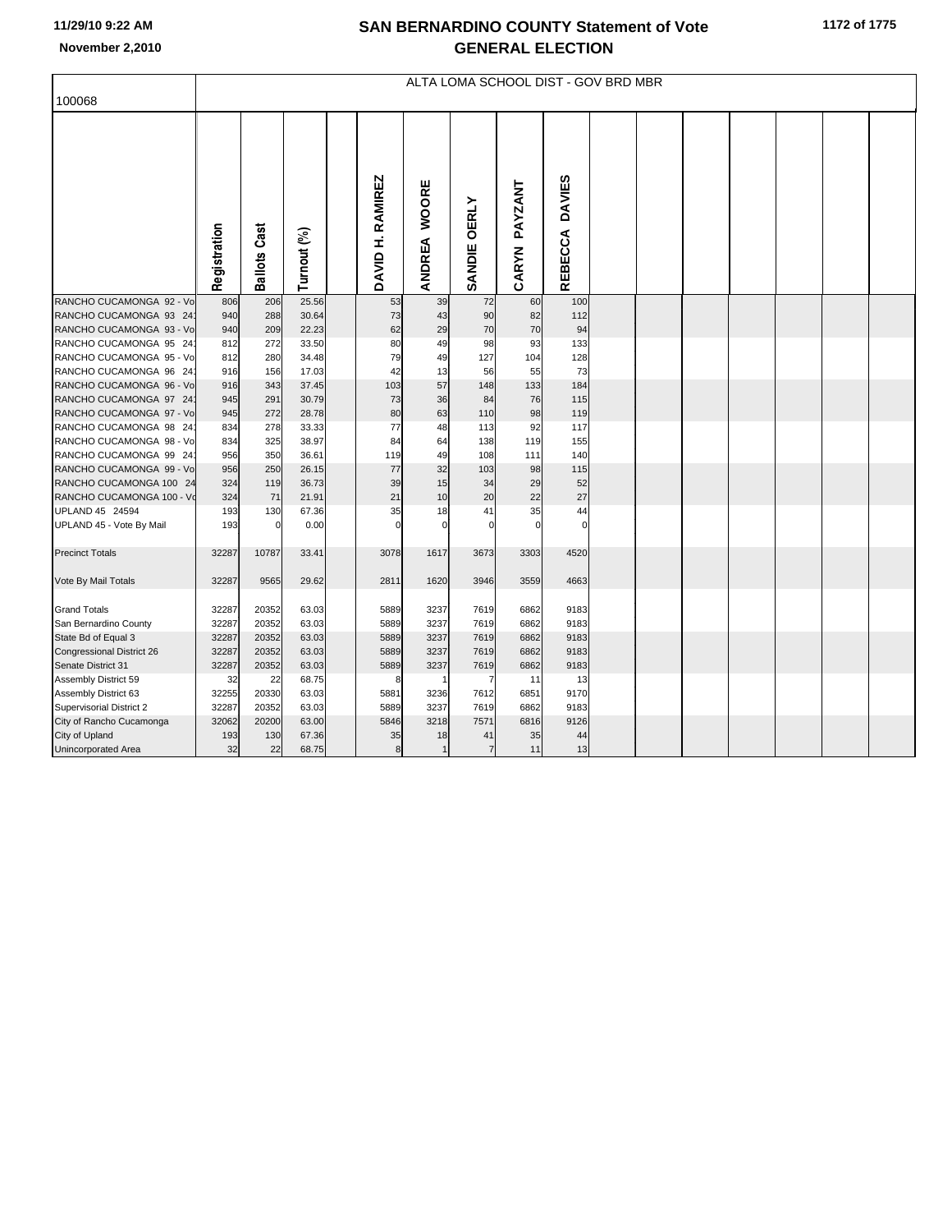# SAN BERNARDINO COUNTY Statement of Vote
## GENERAL ELECTION

11/29/10 9:22 AM

November 2,2010

100068

ALTA LOMA SCHOOL DIST - GOV BRD MBR

| | Registration | Ballots Cast | Turnout (%) | | DAVID H. RAMIREZ | ANDREA WOORE | SANDIE OERLY | CARYN PAYZANT | REBECCA DAVIES |
|---|---|---|---|---|---|---|---|---|---|
| RANCHO CUCAMONGA 92 - Vo | 806 | 206 | 25.56 | | 53 | 39 | 72 | 60 | 100 |
| RANCHO CUCAMONGA 93 24 | 940 | 288 | 30.64 | | 73 | 43 | 90 | 82 | 112 |
| RANCHO CUCAMONGA 93 - Vo | 940 | 209 | 22.23 | | 62 | 29 | 70 | 70 | 94 |
| RANCHO CUCAMONGA 95 24 | 812 | 272 | 33.50 | | 80 | 49 | 98 | 93 | 133 |
| RANCHO CUCAMONGA 95 - Vo | 812 | 280 | 34.48 | | 79 | 49 | 127 | 104 | 128 |
| RANCHO CUCAMONGA 96 24 | 916 | 156 | 17.03 | | 42 | 13 | 56 | 55 | 73 |
| RANCHO CUCAMONGA 96 - Vo | 916 | 343 | 37.45 | | 103 | 57 | 148 | 133 | 184 |
| RANCHO CUCAMONGA 97 24 | 945 | 291 | 30.79 | | 73 | 36 | 84 | 76 | 115 |
| RANCHO CUCAMONGA 97 - Vo | 945 | 272 | 28.78 | | 80 | 63 | 110 | 98 | 119 |
| RANCHO CUCAMONGA 98 24 | 834 | 278 | 33.33 | | 77 | 48 | 113 | 92 | 117 |
| RANCHO CUCAMONGA 98 - Vo | 834 | 325 | 38.97 | | 84 | 64 | 138 | 119 | 155 |
| RANCHO CUCAMONGA 99 24 | 956 | 350 | 36.61 | | 119 | 49 | 108 | 111 | 140 |
| RANCHO CUCAMONGA 99 - Vo | 956 | 250 | 26.15 | | 77 | 32 | 103 | 98 | 115 |
| RANCHO CUCAMONGA 100 24 | 324 | 119 | 36.73 | | 39 | 15 | 34 | 29 | 52 |
| RANCHO CUCAMONGA 100 - Vo | 324 | 71 | 21.91 | | 21 | 10 | 20 | 22 | 27 |
| UPLAND 45 24594 | 193 | 130 | 67.36 | | 35 | 18 | 41 | 35 | 44 |
| UPLAND 45 - Vote By Mail | 193 | 0 | 0.00 | | 0 | 0 | 0 | 0 | 0 |
| Precinct Totals | 32287 | 10787 | 33.41 | | 3078 | 1617 | 3673 | 3303 | 4520 |
| Vote By Mail Totals | 32287 | 9565 | 29.62 | | 2811 | 1620 | 3946 | 3559 | 4663 |
| Grand Totals | 32287 | 20352 | 63.03 | | 5889 | 3237 | 7619 | 6862 | 9183 |
| San Bernardino County | 32287 | 20352 | 63.03 | | 5889 | 3237 | 7619 | 6862 | 9183 |
| State Bd of Equal 3 | 32287 | 20352 | 63.03 | | 5889 | 3237 | 7619 | 6862 | 9183 |
| Congressional District 26 | 32287 | 20352 | 63.03 | | 5889 | 3237 | 7619 | 6862 | 9183 |
| Senate District 31 | 32287 | 20352 | 63.03 | | 5889 | 3237 | 7619 | 6862 | 9183 |
| Assembly District 59 | 32 | 22 | 68.75 | | 8 | 1 | 7 | 11 | 13 |
| Assembly District 63 | 32255 | 20330 | 63.03 | | 5881 | 3236 | 7612 | 6851 | 9170 |
| Supervisorial District 2 | 32287 | 20352 | 63.03 | | 5889 | 3237 | 7619 | 6862 | 9183 |
| City of Rancho Cucamonga | 32062 | 20200 | 63.00 | | 5846 | 3218 | 7571 | 6816 | 9126 |
| City of Upland | 193 | 130 | 67.36 | | 35 | 18 | 41 | 35 | 44 |
| Unincorporated Area | 32 | 22 | 68.75 | | 8 | 1 | 7 | 11 | 13 |